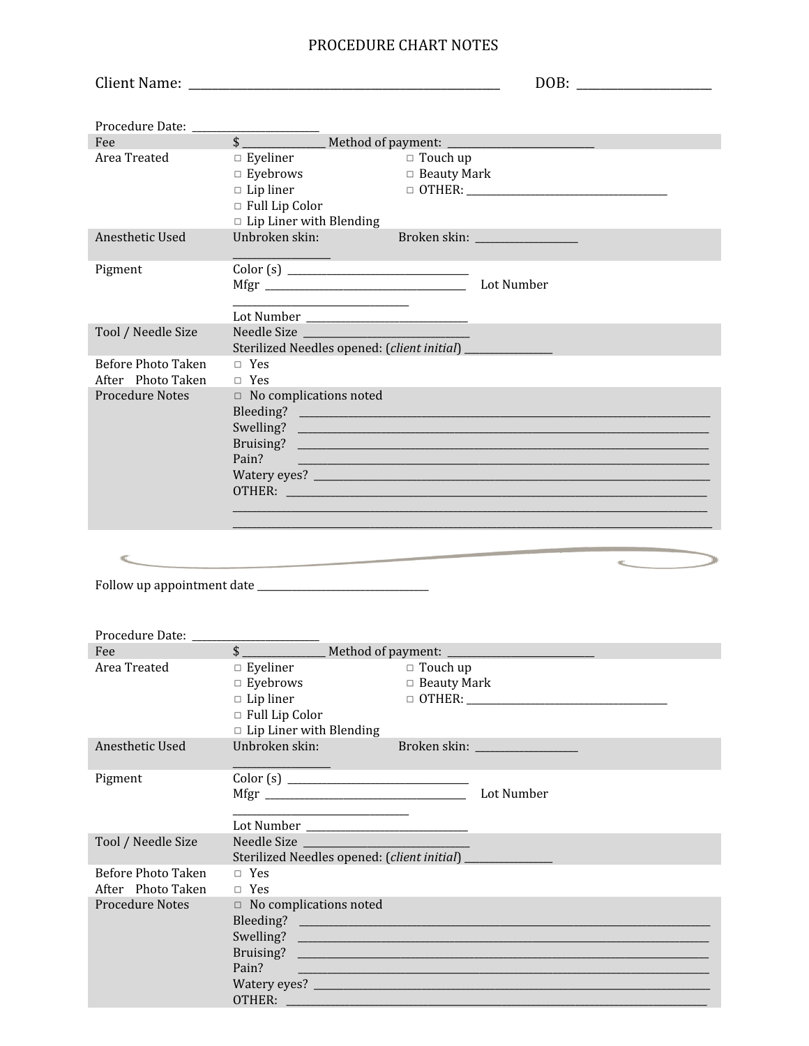# PROCEDURE CHART NOTES

Client Name: ______________________________________________________ DOB: ______________________

Procedure Date: ______________________

| | | |
|---|---|---|
| Fee | $ _______________ Method of payment: ____________________________ | |
| Area Treated | □ Eyeliner<br>□ Eyebrows<br>□ Lip liner<br>□ Full Lip Color<br>□ Lip Liner with Blending | □ Touch up<br>□ Beauty Mark<br>□ OTHER: ______________________________________ |
| Anesthetic Used | Unbroken skin: _________________ | Broken skin: ___________________ |
| Pigment | Color (s) __________________________________<br>Mfgr _____________________________________ Lot Number _________________________________<br>Lot Number ____________________________ | |
| Tool / Needle Size | Needle Size _____________________________<br>Sterilized Needles opened: (*client initial*) ________________ | |
| Before Photo Taken | □ Yes | |
| After Photo Taken | □ Yes | |
| Procedure Notes | □ No complications noted<br>Bleeding? ______________________________________________________________________________<br>Swelling? ______________________________________________________________________________<br>Bruising? ______________________________________________________________________________<br>Pain? ______________________________________________________________________________<br>Watery eyes? ___________________________________________________________________________<br>OTHER: _______________________________________________________________________________<br>_______________________________________________________________________________________<br>_______________________________________________________________________________________ | |

Follow up appointment date ________________________________

Procedure Date: ______________________

| | | |
|---|---|---|
| Fee | $ _______________ Method of payment: ____________________________ | |
| Area Treated | □ Eyeliner<br>□ Eyebrows<br>□ Lip liner<br>□ Full Lip Color<br>□ Lip Liner with Blending | □ Touch up<br>□ Beauty Mark<br>□ OTHER: ______________________________________ |
| Anesthetic Used | Unbroken skin: _________________ | Broken skin: ___________________ |
| Pigment | Color (s) __________________________________<br>Mfgr _____________________________________ Lot Number _________________________________<br>Lot Number ____________________________ | |
| Tool / Needle Size | Needle Size _____________________________<br>Sterilized Needles opened: (*client initial*) ________________ | |
| Before Photo Taken | □ Yes | |
| After Photo Taken | □ Yes | |
| Procedure Notes | □ No complications noted<br>Bleeding? ______________________________________________________________________________<br>Swelling? ______________________________________________________________________________<br>Bruising? ______________________________________________________________________________<br>Pain? ______________________________________________________________________________<br>Watery eyes? ___________________________________________________________________________<br>OTHER: _______________________________________________________________________________ | |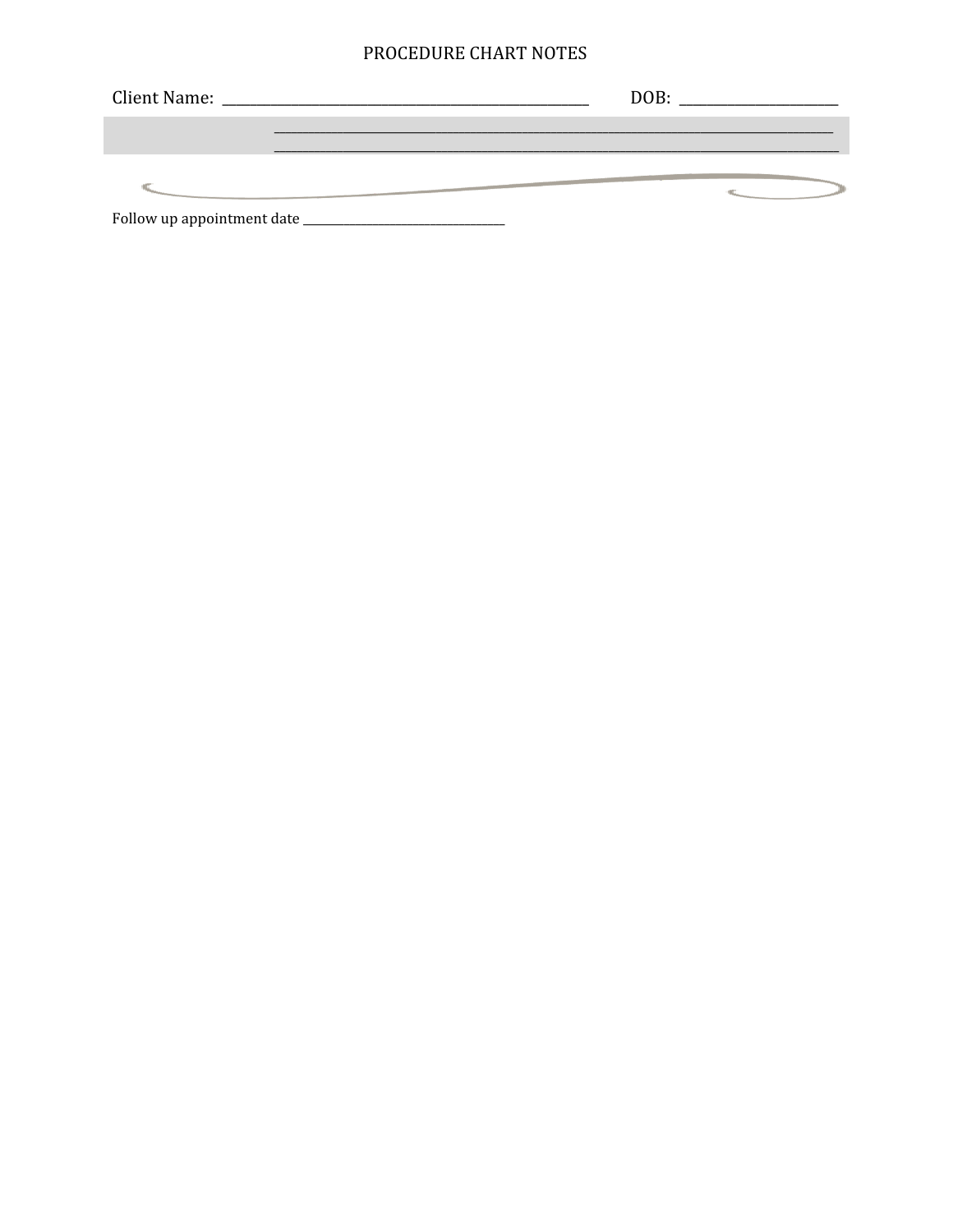PROCEDURE CHART NOTES

Client Name: ___________________________________________ DOB: ____________________

______________________________________________________________________________

______________________________________________________________________________

Follow up appointment date ______________________________